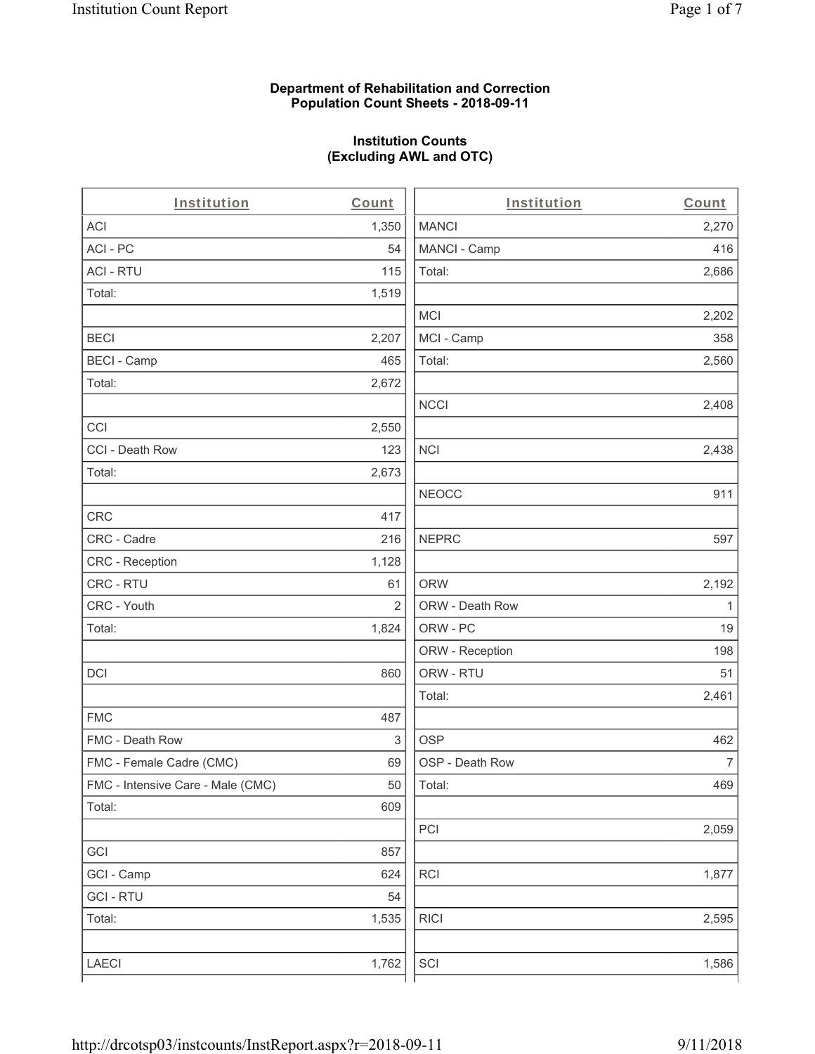**Department of Rehabilitation and Correction**
**Population Count Sheets - 2018-09-11**

**Institution Counts**
**(Excluding AWL and OTC)**

| Institution | Count |
|---|---|
| ACI | 1,350 |
| ACI - PC | 54 |
| ACI - RTU | 115 |
| Total: | 1,519 |
| | |
| BECI | 2,207 |
| BECI - Camp | 465 |
| Total: | 2,672 |
| | |
| CCI | 2,550 |
| CCI - Death Row | 123 |
| Total: | 2,673 |
| | |
| CRC | 417 |
| CRC - Cadre | 216 |
| CRC - Reception | 1,128 |
| CRC - RTU | 61 |
| CRC - Youth | 2 |
| Total: | 1,824 |
| | |
| DCI | 860 |
| | |
| FMC | 487 |
| FMC - Death Row | 3 |
| FMC - Female Cadre (CMC) | 69 |
| FMC - Intensive Care - Male (CMC) | 50 |
| Total: | 609 |
| | |
| GCI | 857 |
| GCI - Camp | 624 |
| GCI - RTU | 54 |
| Total: | 1,535 |
| | |
| LAECI | 1,762 |

| Institution | Count |
|---|---|
| MANCI | 2,270 |
| MANCI - Camp | 416 |
| Total: | 2,686 |
| | |
| MCI | 2,202 |
| MCI - Camp | 358 |
| Total: | 2,560 |
| | |
| NCCI | 2,408 |
| | |
| NCI | 2,438 |
| | |
| NEOCC | 911 |
| | |
| NEPRC | 597 |
| | |
| ORW | 2,192 |
| ORW - Death Row | 1 |
| ORW - PC | 19 |
| ORW - Reception | 198 |
| ORW - RTU | 51 |
| Total: | 2,461 |
| | |
| OSP | 462 |
| OSP - Death Row | 7 |
| Total: | 469 |
| | |
| PCI | 2,059 |
| | |
| RCI | 1,877 |
| | |
| RICI | 2,595 |
| | |
| SCI | 1,586 |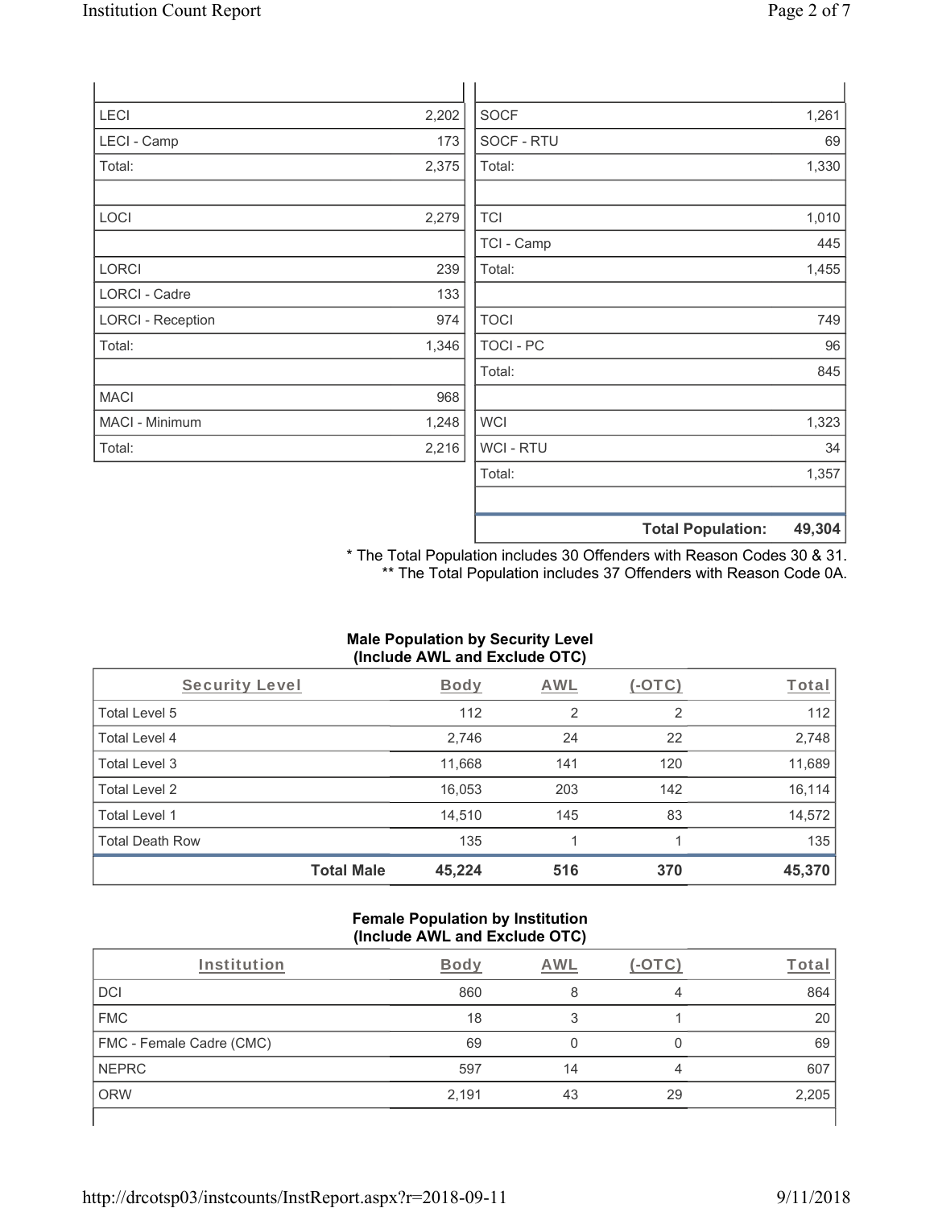| | |
|---|---|
| LECI | 2,202 |
| LECI - Camp | 173 |
| Total: | 2,375 |
| | |
| LOCI | 2,279 |
| | |
| LORCI | 239 |
| LORCI - Cadre | 133 |
| LORCI - Reception | 974 |
| Total: | 1,346 |
| | |
| MACI | 968 |
| MACI - Minimum | 1,248 |
| Total: | 2,216 |

| | |
|---|---|
| SOCF | 1,261 |
| SOCF - RTU | 69 |
| Total: | 1,330 |
| | |
| TCI | 1,010 |
| TCI - Camp | 445 |
| Total: | 1,455 |
| | |
| TOCI | 749 |
| TOCI - PC | 96 |
| Total: | 845 |
| | |
| WCI | 1,323 |
| WCI - RTU | 34 |
| Total: | 1,357 |
| | |
| **Total Population:** | **49,304** |

\* The Total Population includes 30 Offenders with Reason Codes 30 & 31.
\** The Total Population includes 37 Offenders with Reason Code 0A.

**Male Population by Security Level**
**(Include AWL and Exclude OTC)**

| Security Level | Body | AWL | (-OTC) | Total |
|---|---|---|---|---|
| Total Level 5 | 112 | 2 | 2 | 112 |
| Total Level 4 | 2,746 | 24 | 22 | 2,748 |
| Total Level 3 | 11,668 | 141 | 120 | 11,689 |
| Total Level 2 | 16,053 | 203 | 142 | 16,114 |
| Total Level 1 | 14,510 | 145 | 83 | 14,572 |
| Total Death Row | 135 | 1 | 1 | 135 |
| **Total Male** | **45,224** | **516** | **370** | **45,370** |

**Female Population by Institution**
**(Include AWL and Exclude OTC)**

| Institution | Body | AWL | (-OTC) | Total |
|---|---|---|---|---|
| DCI | 860 | 8 | 4 | 864 |
| FMC | 18 | 3 | 1 | 20 |
| FMC - Female Cadre (CMC) | 69 | 0 | 0 | 69 |
| NEPRC | 597 | 14 | 4 | 607 |
| ORW | 2,191 | 43 | 29 | 2,205 |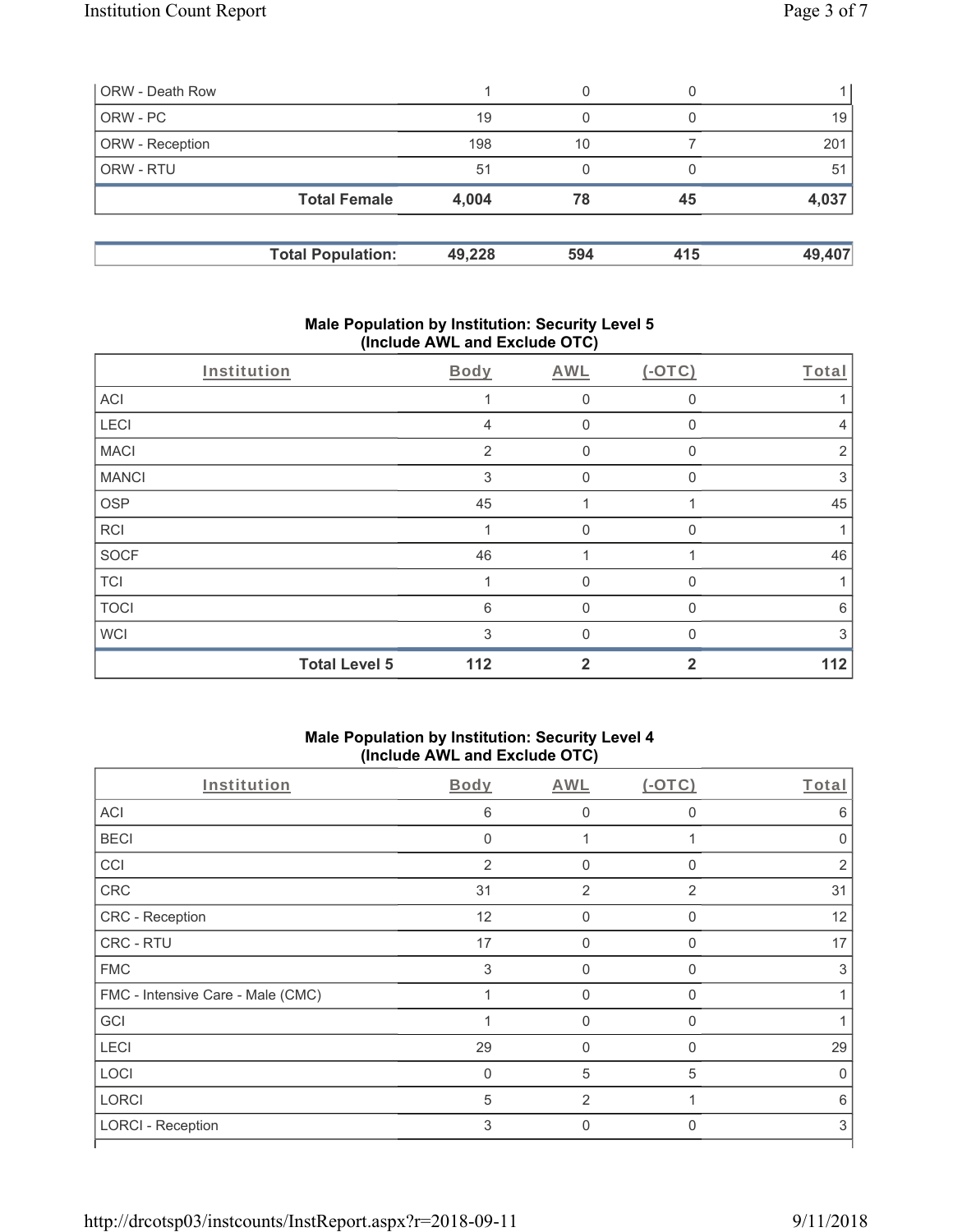| | | | | |
|---|---|---|---|---|
| ORW - Death Row | 1 | 0 | 0 | 1 |
| ORW - PC | 19 | 0 | 0 | 19 |
| ORW - Reception | 198 | 10 | 7 | 201 |
| ORW - RTU | 51 | 0 | 0 | 51 |
| **Total Female** | **4,004** | **78** | **45** | **4,037** |

| | | | | |
|---|---|---|---|---|
| **Total Population:** | **49,228** | **594** | **415** | **49,407** |

## Male Population by Institution: Security Level 5 (Include AWL and Exclude OTC)

| Institution | Body | AWL | (-OTC) | Total |
|---|---|---|---|---|
| ACI | 1 | 0 | 0 | 1 |
| LECI | 4 | 0 | 0 | 4 |
| MACI | 2 | 0 | 0 | 2 |
| MANCI | 3 | 0 | 0 | 3 |
| OSP | 45 | 1 | 1 | 45 |
| RCI | 1 | 0 | 0 | 1 |
| SOCF | 46 | 1 | 1 | 46 |
| TCI | 1 | 0 | 0 | 1 |
| TOCI | 6 | 0 | 0 | 6 |
| WCI | 3 | 0 | 0 | 3 |
| **Total Level 5** | **112** | **2** | **2** | **112** |

## Male Population by Institution: Security Level 4 (Include AWL and Exclude OTC)

| Institution | Body | AWL | (-OTC) | Total |
|---|---|---|---|---|
| ACI | 6 | 0 | 0 | 6 |
| BECI | 0 | 1 | 1 | 0 |
| CCI | 2 | 0 | 0 | 2 |
| CRC | 31 | 2 | 2 | 31 |
| CRC - Reception | 12 | 0 | 0 | 12 |
| CRC - RTU | 17 | 0 | 0 | 17 |
| FMC | 3 | 0 | 0 | 3 |
| FMC - Intensive Care - Male (CMC) | 1 | 0 | 0 | 1 |
| GCI | 1 | 0 | 0 | 1 |
| LECI | 29 | 0 | 0 | 29 |
| LOCI | 0 | 5 | 5 | 0 |
| LORCI | 5 | 2 | 1 | 6 |
| LORCI - Reception | 3 | 0 | 0 | 3 |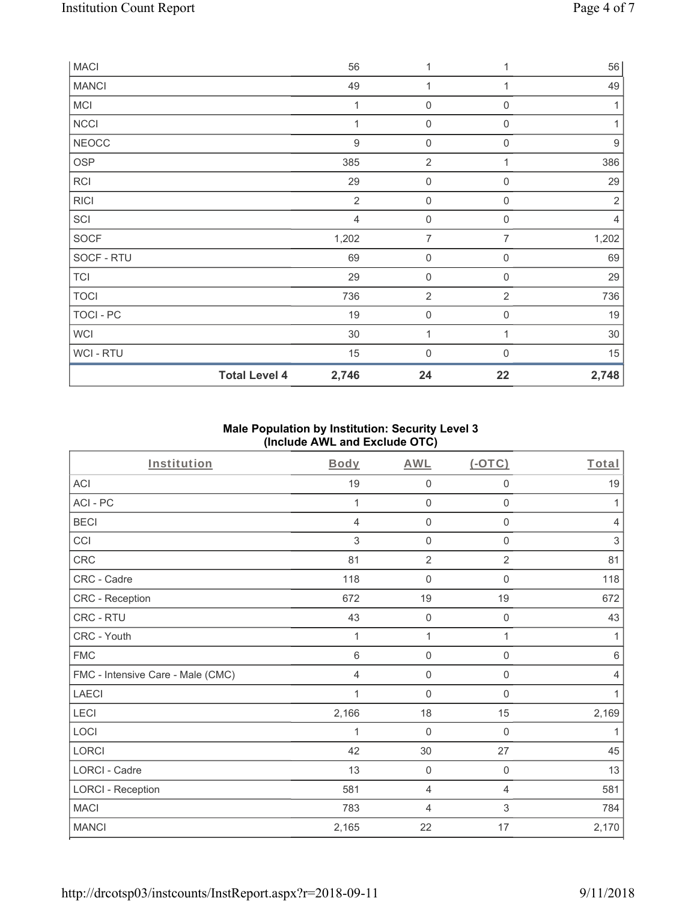| | Body | AWL | (-OTC) | Total |
|---|---|---|---|---|
| MACI | 56 | 1 | 1 | 56 |
| MANCI | 49 | 1 | 1 | 49 |
| MCI | 1 | 0 | 0 | 1 |
| NCCI | 1 | 0 | 0 | 1 |
| NEOCC | 9 | 0 | 0 | 9 |
| OSP | 385 | 2 | 1 | 386 |
| RCI | 29 | 0 | 0 | 29 |
| RICI | 2 | 0 | 0 | 2 |
| SCI | 4 | 0 | 0 | 4 |
| SOCF | 1,202 | 7 | 7 | 1,202 |
| SOCF - RTU | 69 | 0 | 0 | 69 |
| TCI | 29 | 0 | 0 | 29 |
| TOCI | 736 | 2 | 2 | 736 |
| TOCI - PC | 19 | 0 | 0 | 19 |
| WCI | 30 | 1 | 1 | 30 |
| WCI - RTU | 15 | 0 | 0 | 15 |
| **Total Level 4** | **2,746** | **24** | **22** | **2,748** |

### Male Population by Institution: Security Level 3 (Include AWL and Exclude OTC)

| Institution | Body | AWL | (-OTC) | Total |
|---|---|---|---|---|
| ACI | 19 | 0 | 0 | 19 |
| ACI - PC | 1 | 0 | 0 | 1 |
| BECI | 4 | 0 | 0 | 4 |
| CCI | 3 | 0 | 0 | 3 |
| CRC | 81 | 2 | 2 | 81 |
| CRC - Cadre | 118 | 0 | 0 | 118 |
| CRC - Reception | 672 | 19 | 19 | 672 |
| CRC - RTU | 43 | 0 | 0 | 43 |
| CRC - Youth | 1 | 1 | 1 | 1 |
| FMC | 6 | 0 | 0 | 6 |
| FMC - Intensive Care - Male (CMC) | 4 | 0 | 0 | 4 |
| LAECI | 1 | 0 | 0 | 1 |
| LECI | 2,166 | 18 | 15 | 2,169 |
| LOCI | 1 | 0 | 0 | 1 |
| LORCI | 42 | 30 | 27 | 45 |
| LORCI - Cadre | 13 | 0 | 0 | 13 |
| LORCI - Reception | 581 | 4 | 4 | 581 |
| MACI | 783 | 4 | 3 | 784 |
| MANCI | 2,165 | 22 | 17 | 2,170 |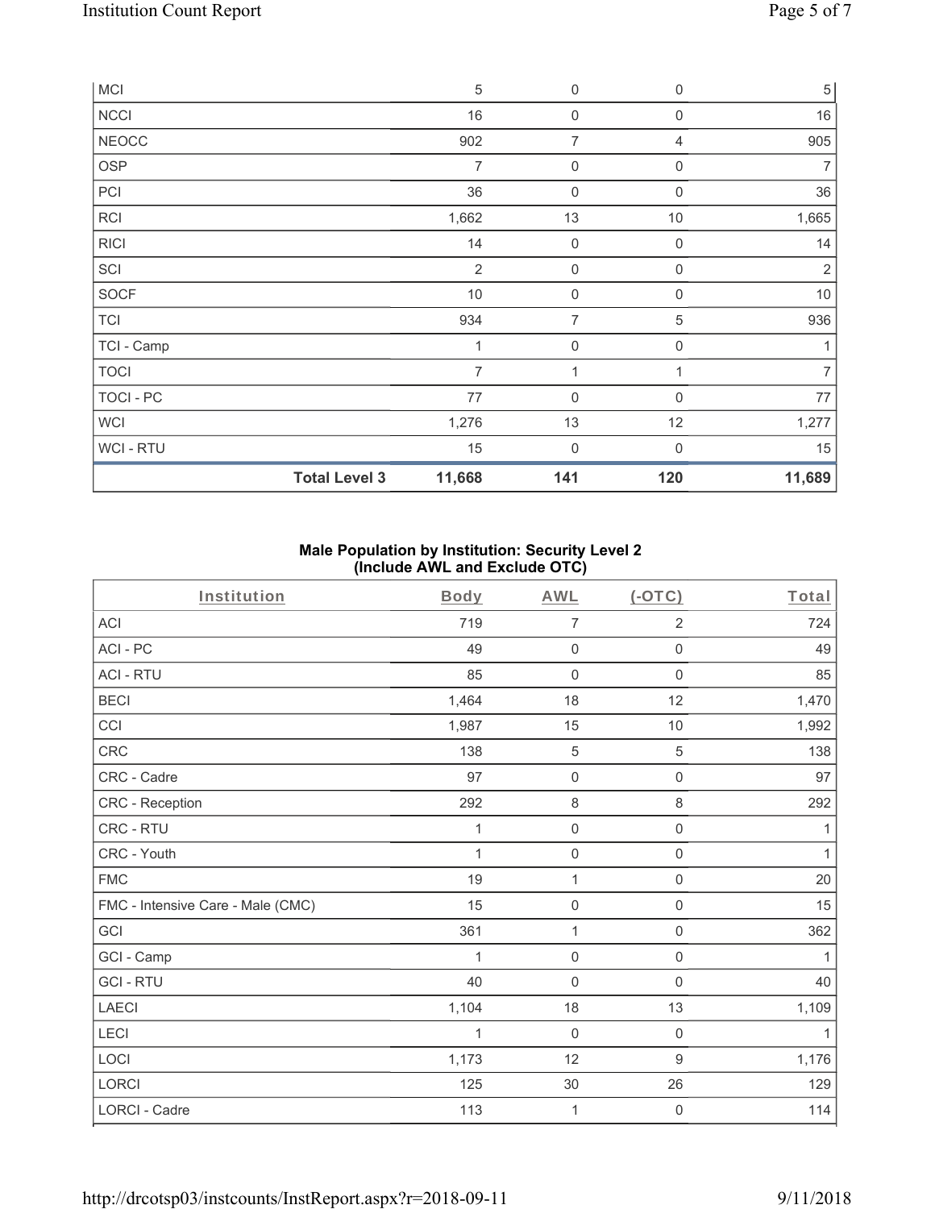| | | | | |
|---|---|---|---|---|
| MCI | 5 | 0 | 0 | 5 |
| NCCI | 16 | 0 | 0 | 16 |
| NEOCC | 902 | 7 | 4 | 905 |
| OSP | 7 | 0 | 0 | 7 |
| PCI | 36 | 0 | 0 | 36 |
| RCI | 1,662 | 13 | 10 | 1,665 |
| RICI | 14 | 0 | 0 | 14 |
| SCI | 2 | 0 | 0 | 2 |
| SOCF | 10 | 0 | 0 | 10 |
| TCI | 934 | 7 | 5 | 936 |
| TCI - Camp | 1 | 0 | 0 | 1 |
| TOCI | 7 | 1 | 1 | 7 |
| TOCI - PC | 77 | 0 | 0 | 77 |
| WCI | 1,276 | 13 | 12 | 1,277 |
| WCI - RTU | 15 | 0 | 0 | 15 |
| **Total Level 3** | **11,668** | **141** | **120** | **11,689** |

### Male Population by Institution: Security Level 2 (Include AWL and Exclude OTC)

| Institution | Body | AWL | (-OTC) | Total |
|---|---|---|---|---|
| ACI | 719 | 7 | 2 | 724 |
| ACI - PC | 49 | 0 | 0 | 49 |
| ACI - RTU | 85 | 0 | 0 | 85 |
| BECI | 1,464 | 18 | 12 | 1,470 |
| CCI | 1,987 | 15 | 10 | 1,992 |
| CRC | 138 | 5 | 5 | 138 |
| CRC - Cadre | 97 | 0 | 0 | 97 |
| CRC - Reception | 292 | 8 | 8 | 292 |
| CRC - RTU | 1 | 0 | 0 | 1 |
| CRC - Youth | 1 | 0 | 0 | 1 |
| FMC | 19 | 1 | 0 | 20 |
| FMC - Intensive Care - Male (CMC) | 15 | 0 | 0 | 15 |
| GCI | 361 | 1 | 0 | 362 |
| GCI - Camp | 1 | 0 | 0 | 1 |
| GCI - RTU | 40 | 0 | 0 | 40 |
| LAECI | 1,104 | 18 | 13 | 1,109 |
| LECI | 1 | 0 | 0 | 1 |
| LOCI | 1,173 | 12 | 9 | 1,176 |
| LORCI | 125 | 30 | 26 | 129 |
| LORCI - Cadre | 113 | 1 | 0 | 114 |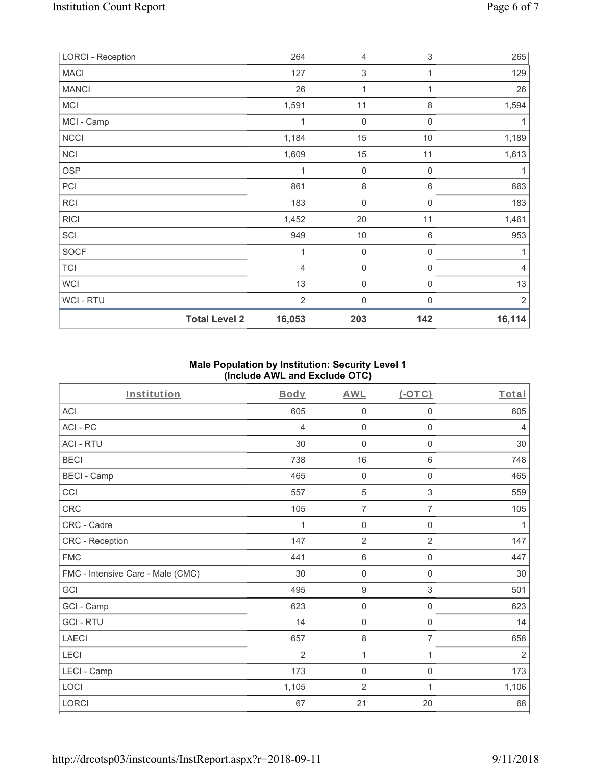| LORCI - Reception | 264 | 4 | 3 | 265 |
|---|---|---|---|---|
| MACI | 127 | 3 | 1 | 129 |
| MANCI | 26 | 1 | 1 | 26 |
| MCI | 1,591 | 11 | 8 | 1,594 |
| MCI - Camp | 1 | 0 | 0 | 1 |
| NCCI | 1,184 | 15 | 10 | 1,189 |
| NCI | 1,609 | 15 | 11 | 1,613 |
| OSP | 1 | 0 | 0 | 1 |
| PCI | 861 | 8 | 6 | 863 |
| RCI | 183 | 0 | 0 | 183 |
| RICI | 1,452 | 20 | 11 | 1,461 |
| SCI | 949 | 10 | 6 | 953 |
| SOCF | 1 | 0 | 0 | 1 |
| TCI | 4 | 0 | 0 | 4 |
| WCI | 13 | 0 | 0 | 13 |
| WCI - RTU | 2 | 0 | 0 | 2 |
| **Total Level 2** | **16,053** | **203** | **142** | **16,114** |

**Male Population by Institution: Security Level 1 (Include AWL and Exclude OTC)**

| Institution | Body | AWL | (-OTC) | Total |
|---|---|---|---|---|
| ACI | 605 | 0 | 0 | 605 |
| ACI - PC | 4 | 0 | 0 | 4 |
| ACI - RTU | 30 | 0 | 0 | 30 |
| BECI | 738 | 16 | 6 | 748 |
| BECI - Camp | 465 | 0 | 0 | 465 |
| CCI | 557 | 5 | 3 | 559 |
| CRC | 105 | 7 | 7 | 105 |
| CRC - Cadre | 1 | 0 | 0 | 1 |
| CRC - Reception | 147 | 2 | 2 | 147 |
| FMC | 441 | 6 | 0 | 447 |
| FMC - Intensive Care - Male (CMC) | 30 | 0 | 0 | 30 |
| GCI | 495 | 9 | 3 | 501 |
| GCI - Camp | 623 | 0 | 0 | 623 |
| GCI - RTU | 14 | 0 | 0 | 14 |
| LAECI | 657 | 8 | 7 | 658 |
| LECI | 2 | 1 | 1 | 2 |
| LECI - Camp | 173 | 0 | 0 | 173 |
| LOCI | 1,105 | 2 | 1 | 1,106 |
| LORCI | 67 | 21 | 20 | 68 |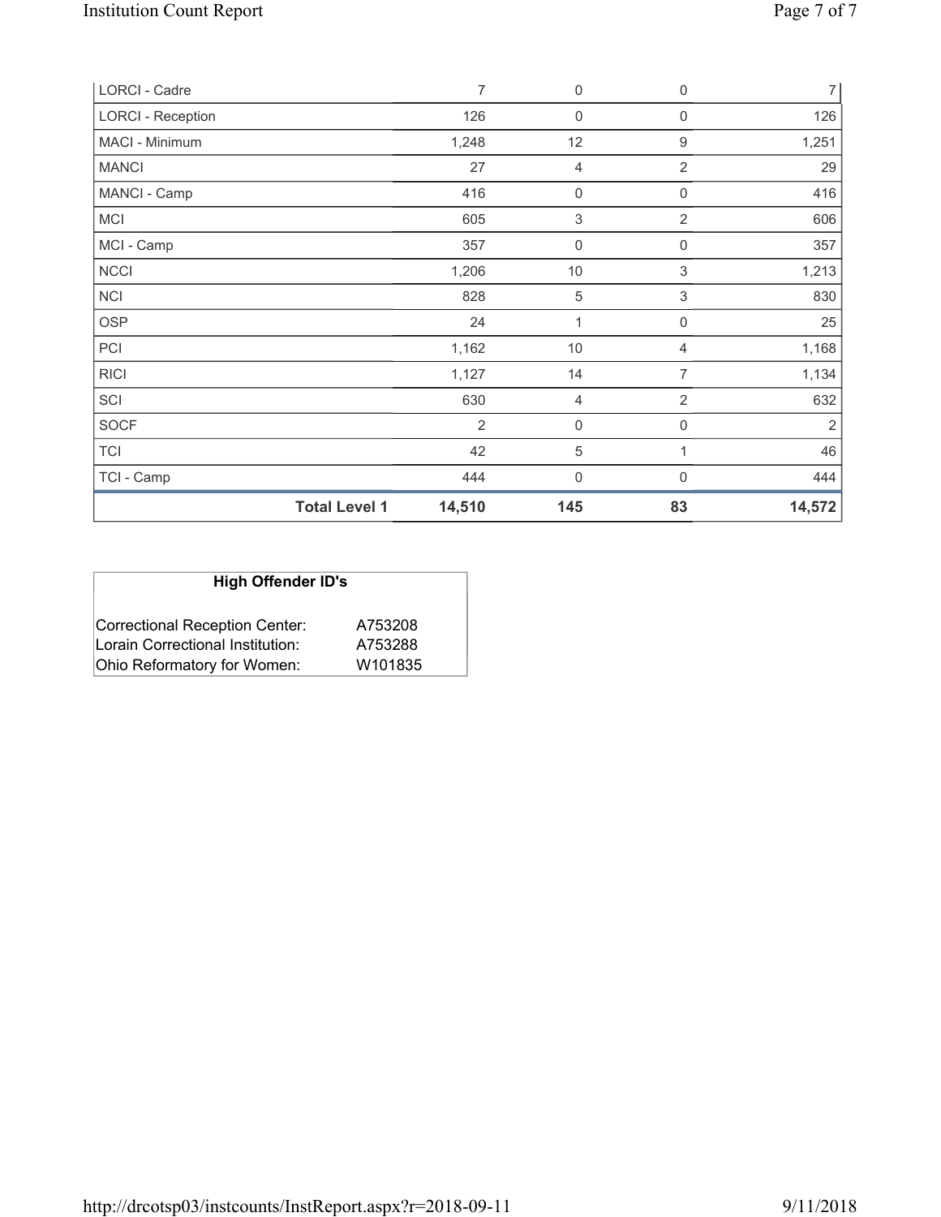| | | | | |
|---|---|---|---|---|
| LORCI - Cadre | 7 | 0 | 0 | 7 |
| LORCI - Reception | 126 | 0 | 0 | 126 |
| MACI - Minimum | 1,248 | 12 | 9 | 1,251 |
| MANCI | 27 | 4 | 2 | 29 |
| MANCI - Camp | 416 | 0 | 0 | 416 |
| MCI | 605 | 3 | 2 | 606 |
| MCI - Camp | 357 | 0 | 0 | 357 |
| NCCI | 1,206 | 10 | 3 | 1,213 |
| NCI | 828 | 5 | 3 | 830 |
| OSP | 24 | 1 | 0 | 25 |
| PCI | 1,162 | 10 | 4 | 1,168 |
| RICI | 1,127 | 14 | 7 | 1,134 |
| SCI | 630 | 4 | 2 | 632 |
| SOCF | 2 | 0 | 0 | 2 |
| TCI | 42 | 5 | 1 | 46 |
| TCI - Camp | 444 | 0 | 0 | 444 |
| **Total Level 1** | **14,510** | **145** | **83** | **14,572** |

| High Offender ID's | |
|---|---|
| Correctional Reception Center: | A753208 |
| Lorain Correctional Institution: | A753288 |
| Ohio Reformatory for Women: | W101835 |